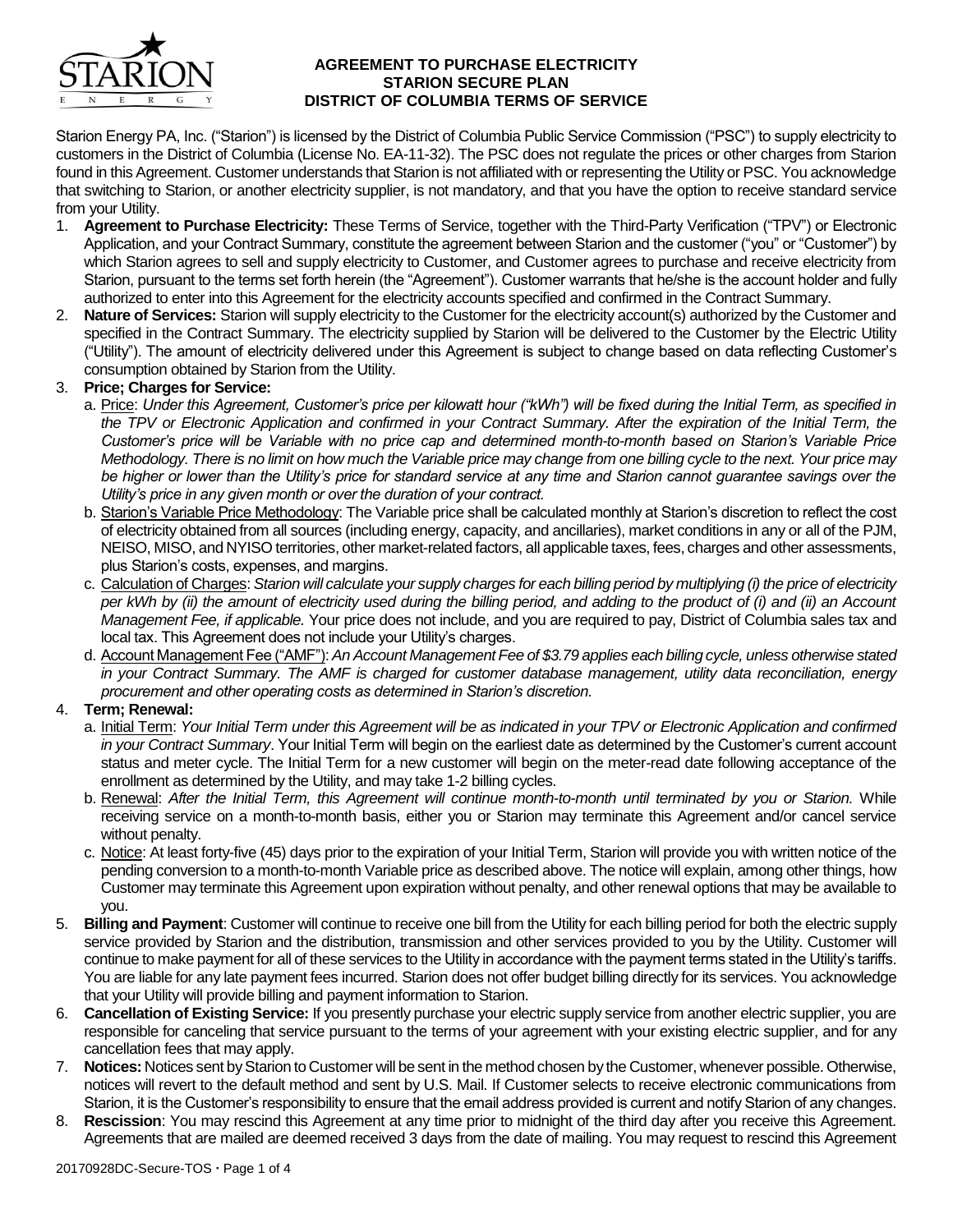# AGREEMENT TO PURCHASE ELECTRICITY
## STARION SECURE PLAN
## DISTRICT OF COLUMBIA TERMS OF SERVICE

Starion Energy PA, Inc. ("Starion") is licensed by the District of Columbia Public Service Commission ("PSC") to supply electricity to customers in the District of Columbia (License No. EA-11-32). The PSC does not regulate the prices or other charges from Starion found in this Agreement. Customer understands that Starion is not affiliated with or representing the Utility or PSC. You acknowledge that switching to Starion, or another electricity supplier, is not mandatory, and that you have the option to receive standard service from your Utility.

1. **Agreement to Purchase Electricity:** These Terms of Service, together with the Third-Party Verification ("TPV") or Electronic Application, and your Contract Summary, constitute the agreement between Starion and the customer ("you" or "Customer") by which Starion agrees to sell and supply electricity to Customer, and Customer agrees to purchase and receive electricity from Starion, pursuant to the terms set forth herein (the "Agreement"). Customer warrants that he/she is the account holder and fully authorized to enter into this Agreement for the electricity accounts specified and confirmed in the Contract Summary.
2. **Nature of Services:** Starion will supply electricity to the Customer for the electricity account(s) authorized by the Customer and specified in the Contract Summary. The electricity supplied by Starion will be delivered to the Customer by the Electric Utility ("Utility"). The amount of electricity delivered under this Agreement is subject to change based on data reflecting Customer's consumption obtained by Starion from the Utility.
3. **Price; Charges for Service:**
   a. Price: *Under this Agreement, Customer's price per kilowatt hour ("kWh") will be fixed during the Initial Term, as specified in the TPV or Electronic Application and confirmed in your Contract Summary. After the expiration of the Initial Term, the Customer's price will be Variable with no price cap and determined month-to-month based on Starion's Variable Price Methodology. There is no limit on how much the Variable price may change from one billing cycle to the next. Your price may be higher or lower than the Utility's price for standard service at any time and Starion cannot guarantee savings over the Utility's price in any given month or over the duration of your contract.*
   
   b. Starion's Variable Price Methodology: The Variable price shall be calculated monthly at Starion's discretion to reflect the cost of electricity obtained from all sources (including energy, capacity, and ancillaries), market conditions in any or all of the PJM, NEISO, MISO, and NYISO territories, other market-related factors, all applicable taxes, fees, charges and other assessments, plus Starion's costs, expenses, and margins.
   
   c. Calculation of Charges: *Starion will calculate your supply charges for each billing period by multiplying (i) the price of electricity per kWh by (ii) the amount of electricity used during the billing period, and adding to the product of (i) and (ii) an Account Management Fee, if applicable.* Your price does not include, and you are required to pay, District of Columbia sales tax and local tax. This Agreement does not include your Utility's charges.
   
   d. Account Management Fee ("AMF"): *An Account Management Fee of $3.79 applies each billing cycle, unless otherwise stated in your Contract Summary. The AMF is charged for customer database management, utility data reconciliation, energy procurement and other operating costs as determined in Starion's discretion.*
4. **Term; Renewal:**
   a. Initial Term: *Your Initial Term under this Agreement will be as indicated in your TPV or Electronic Application and confirmed in your Contract Summary*. Your Initial Term will begin on the earliest date as determined by the Customer's current account status and meter cycle. The Initial Term for a new customer will begin on the meter-read date following acceptance of the enrollment as determined by the Utility, and may take 1-2 billing cycles.
   
   b. Renewal: *After the Initial Term, this Agreement will continue month-to-month until terminated by you or Starion.* While receiving service on a month-to-month basis, either you or Starion may terminate this Agreement and/or cancel service without penalty.
   
   c. Notice: At least forty-five (45) days prior to the expiration of your Initial Term, Starion will provide you with written notice of the pending conversion to a month-to-month Variable price as described above. The notice will explain, among other things, how Customer may terminate this Agreement upon expiration without penalty, and other renewal options that may be available to you.
5. **Billing and Payment**: Customer will continue to receive one bill from the Utility for each billing period for both the electric supply service provided by Starion and the distribution, transmission and other services provided to you by the Utility. Customer will continue to make payment for all of these services to the Utility in accordance with the payment terms stated in the Utility's tariffs. You are liable for any late payment fees incurred. Starion does not offer budget billing directly for its services. You acknowledge that your Utility will provide billing and payment information to Starion.
6. **Cancellation of Existing Service:** If you presently purchase your electric supply service from another electric supplier, you are responsible for canceling that service pursuant to the terms of your agreement with your existing electric supplier, and for any cancellation fees that may apply.
7. **Notices:** Notices sent by Starion to Customer will be sent in the method chosen by the Customer, whenever possible. Otherwise, notices will revert to the default method and sent by U.S. Mail. If Customer selects to receive electronic communications from Starion, it is the Customer's responsibility to ensure that the email address provided is current and notify Starion of any changes.
8. **Rescission**: You may rescind this Agreement at any time prior to midnight of the third day after you receive this Agreement. Agreements that are mailed are deemed received 3 days from the date of mailing. You may request to rescind this Agreement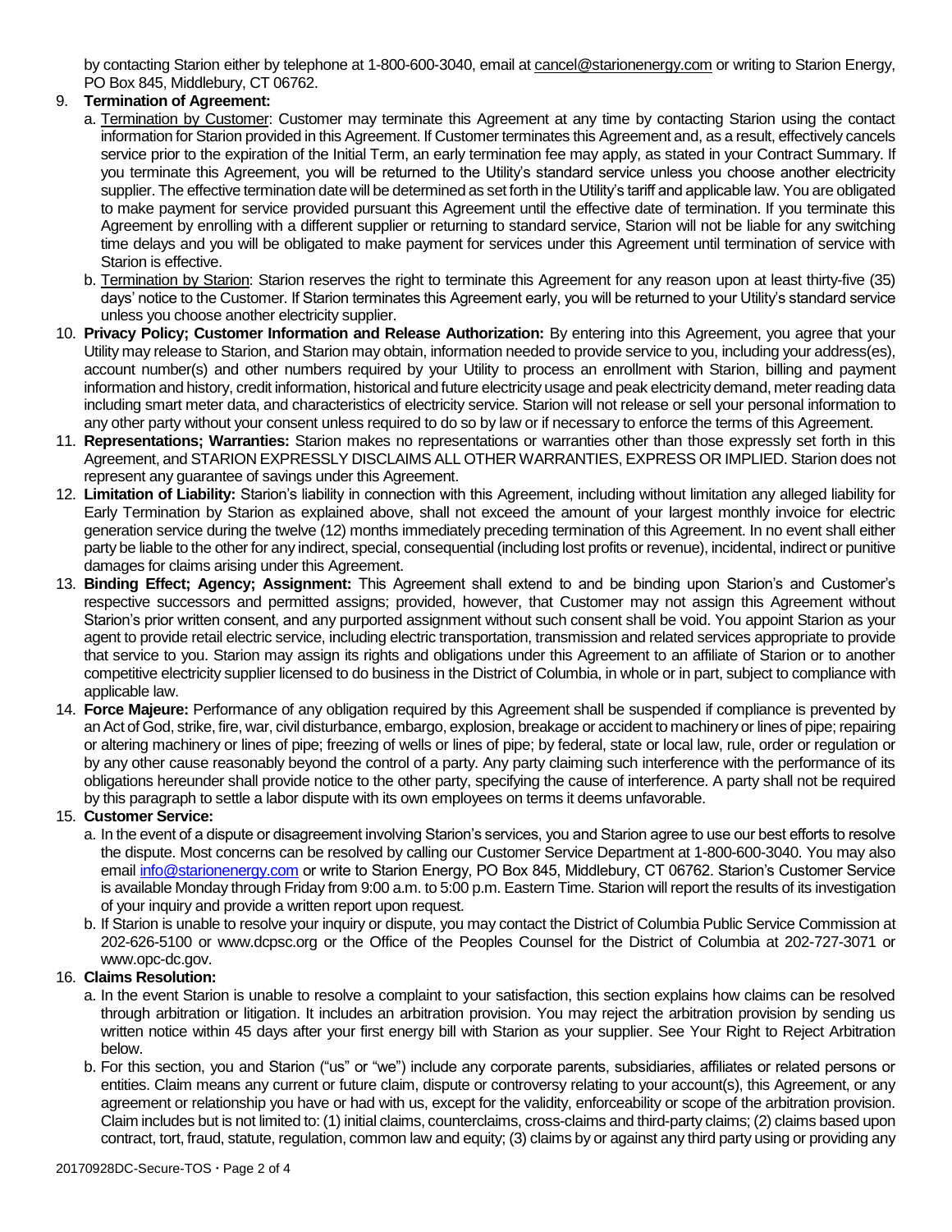by contacting Starion either by telephone at 1-800-600-3040, email at cancel@starionenergy.com or writing to Starion Energy, PO Box 845, Middlebury, CT 06762.

9. **Termination of Agreement:**
   a. Termination by Customer: Customer may terminate this Agreement at any time by contacting Starion using the contact information for Starion provided in this Agreement. If Customer terminates this Agreement and, as a result, effectively cancels service prior to the expiration of the Initial Term, an early termination fee may apply, as stated in your Contract Summary. If you terminate this Agreement, you will be returned to the Utility's standard service unless you choose another electricity supplier. The effective termination date will be determined as set forth in the Utility's tariff and applicable law. You are obligated to make payment for service provided pursuant this Agreement until the effective date of termination. If you terminate this Agreement by enrolling with a different supplier or returning to standard service, Starion will not be liable for any switching time delays and you will be obligated to make payment for services under this Agreement until termination of service with Starion is effective.
   b. Termination by Starion: Starion reserves the right to terminate this Agreement for any reason upon at least thirty-five (35) days' notice to the Customer. If Starion terminates this Agreement early, you will be returned to your Utility's standard service unless you choose another electricity supplier.
10. **Privacy Policy; Customer Information and Release Authorization:** By entering into this Agreement, you agree that your Utility may release to Starion, and Starion may obtain, information needed to provide service to you, including your address(es), account number(s) and other numbers required by your Utility to process an enrollment with Starion, billing and payment information and history, credit information, historical and future electricity usage and peak electricity demand, meter reading data including smart meter data, and characteristics of electricity service. Starion will not release or sell your personal information to any other party without your consent unless required to do so by law or if necessary to enforce the terms of this Agreement.
11. **Representations; Warranties:** Starion makes no representations or warranties other than those expressly set forth in this Agreement, and STARION EXPRESSLY DISCLAIMS ALL OTHER WARRANTIES, EXPRESS OR IMPLIED. Starion does not represent any guarantee of savings under this Agreement.
12. **Limitation of Liability:** Starion's liability in connection with this Agreement, including without limitation any alleged liability for Early Termination by Starion as explained above, shall not exceed the amount of your largest monthly invoice for electric generation service during the twelve (12) months immediately preceding termination of this Agreement. In no event shall either party be liable to the other for any indirect, special, consequential (including lost profits or revenue), incidental, indirect or punitive damages for claims arising under this Agreement.
13. **Binding Effect; Agency; Assignment:** This Agreement shall extend to and be binding upon Starion's and Customer's respective successors and permitted assigns; provided, however, that Customer may not assign this Agreement without Starion's prior written consent, and any purported assignment without such consent shall be void. You appoint Starion as your agent to provide retail electric service, including electric transportation, transmission and related services appropriate to provide that service to you. Starion may assign its rights and obligations under this Agreement to an affiliate of Starion or to another competitive electricity supplier licensed to do business in the District of Columbia, in whole or in part, subject to compliance with applicable law.
14. **Force Majeure:** Performance of any obligation required by this Agreement shall be suspended if compliance is prevented by an Act of God, strike, fire, war, civil disturbance, embargo, explosion, breakage or accident to machinery or lines of pipe; repairing or altering machinery or lines of pipe; freezing of wells or lines of pipe; by federal, state or local law, rule, order or regulation or by any other cause reasonably beyond the control of a party. Any party claiming such interference with the performance of its obligations hereunder shall provide notice to the other party, specifying the cause of interference. A party shall not be required by this paragraph to settle a labor dispute with its own employees on terms it deems unfavorable.
15. **Customer Service:**
   a. In the event of a dispute or disagreement involving Starion's services, you and Starion agree to use our best efforts to resolve the dispute. Most concerns can be resolved by calling our Customer Service Department at 1-800-600-3040. You may also email info@starionenergy.com or write to Starion Energy, PO Box 845, Middlebury, CT 06762. Starion's Customer Service is available Monday through Friday from 9:00 a.m. to 5:00 p.m. Eastern Time. Starion will report the results of its investigation of your inquiry and provide a written report upon request.
   b. If Starion is unable to resolve your inquiry or dispute, you may contact the District of Columbia Public Service Commission at 202-626-5100 or www.dcpsc.org or the Office of the Peoples Counsel for the District of Columbia at 202-727-3071 or www.opc-dc.gov.
16. **Claims Resolution:**
   a. In the event Starion is unable to resolve a complaint to your satisfaction, this section explains how claims can be resolved through arbitration or litigation. It includes an arbitration provision. You may reject the arbitration provision by sending us written notice within 45 days after your first energy bill with Starion as your supplier. See Your Right to Reject Arbitration below.
   b. For this section, you and Starion ("us" or "we") include any corporate parents, subsidiaries, affiliates or related persons or entities. Claim means any current or future claim, dispute or controversy relating to your account(s), this Agreement, or any agreement or relationship you have or had with us, except for the validity, enforceability or scope of the arbitration provision. Claim includes but is not limited to: (1) initial claims, counterclaims, cross-claims and third-party claims; (2) claims based upon contract, tort, fraud, statute, regulation, common law and equity; (3) claims by or against any third party using or providing any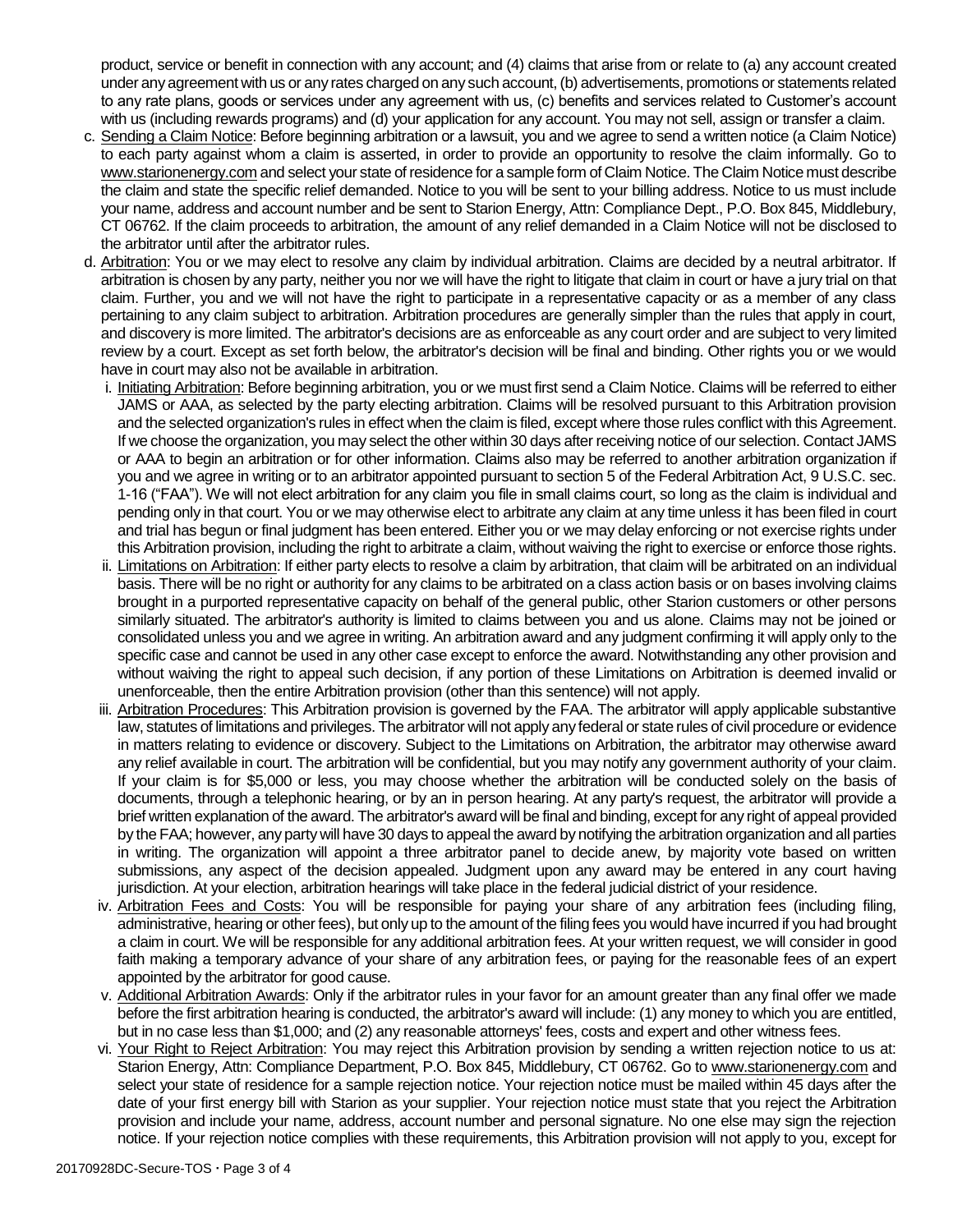product, service or benefit in connection with any account; and (4) claims that arise from or relate to (a) any account created under any agreement with us or any rates charged on any such account, (b) advertisements, promotions or statements related to any rate plans, goods or services under any agreement with us, (c) benefits and services related to Customer's account with us (including rewards programs) and (d) your application for any account. You may not sell, assign or transfer a claim.

c. Sending a Claim Notice: Before beginning arbitration or a lawsuit, you and we agree to send a written notice (a Claim Notice) to each party against whom a claim is asserted, in order to provide an opportunity to resolve the claim informally. Go to www.starionenergy.com and select your state of residence for a sample form of Claim Notice. The Claim Notice must describe the claim and state the specific relief demanded. Notice to you will be sent to your billing address. Notice to us must include your name, address and account number and be sent to Starion Energy, Attn: Compliance Dept., P.O. Box 845, Middlebury, CT 06762. If the claim proceeds to arbitration, the amount of any relief demanded in a Claim Notice will not be disclosed to the arbitrator until after the arbitrator rules.

d. Arbitration: You or we may elect to resolve any claim by individual arbitration. Claims are decided by a neutral arbitrator. If arbitration is chosen by any party, neither you nor we will have the right to litigate that claim in court or have a jury trial on that claim. Further, you and we will not have the right to participate in a representative capacity or as a member of any class pertaining to any claim subject to arbitration. Arbitration procedures are generally simpler than the rules that apply in court, and discovery is more limited. The arbitrator's decisions are as enforceable as any court order and are subject to very limited review by a court. Except as set forth below, the arbitrator's decision will be final and binding. Other rights you or we would have in court may also not be available in arbitration.

   i. Initiating Arbitration: Before beginning arbitration, you or we must first send a Claim Notice. Claims will be referred to either JAMS or AAA, as selected by the party electing arbitration. Claims will be resolved pursuant to this Arbitration provision and the selected organization's rules in effect when the claim is filed, except where those rules conflict with this Agreement. If we choose the organization, you may select the other within 30 days after receiving notice of our selection. Contact JAMS or AAA to begin an arbitration or for other information. Claims also may be referred to another arbitration organization if you and we agree in writing or to an arbitrator appointed pursuant to section 5 of the Federal Arbitration Act, 9 U.S.C. sec. 1-16 ("FAA"). We will not elect arbitration for any claim you file in small claims court, so long as the claim is individual and pending only in that court. You or we may otherwise elect to arbitrate any claim at any time unless it has been filed in court and trial has begun or final judgment has been entered. Either you or we may delay enforcing or not exercise rights under this Arbitration provision, including the right to arbitrate a claim, without waiving the right to exercise or enforce those rights.

   ii. Limitations on Arbitration: If either party elects to resolve a claim by arbitration, that claim will be arbitrated on an individual basis. There will be no right or authority for any claims to be arbitrated on a class action basis or on bases involving claims brought in a purported representative capacity on behalf of the general public, other Starion customers or other persons similarly situated. The arbitrator's authority is limited to claims between you and us alone. Claims may not be joined or consolidated unless you and we agree in writing. An arbitration award and any judgment confirming it will apply only to the specific case and cannot be used in any other case except to enforce the award. Notwithstanding any other provision and without waiving the right to appeal such decision, if any portion of these Limitations on Arbitration is deemed invalid or unenforceable, then the entire Arbitration provision (other than this sentence) will not apply.

   iii. Arbitration Procedures: This Arbitration provision is governed by the FAA. The arbitrator will apply applicable substantive law, statutes of limitations and privileges. The arbitrator will not apply any federal or state rules of civil procedure or evidence in matters relating to evidence or discovery. Subject to the Limitations on Arbitration, the arbitrator may otherwise award any relief available in court. The arbitration will be confidential, but you may notify any government authority of your claim. If your claim is for $5,000 or less, you may choose whether the arbitration will be conducted solely on the basis of documents, through a telephonic hearing, or by an in person hearing. At any party's request, the arbitrator will provide a brief written explanation of the award. The arbitrator's award will be final and binding, except for any right of appeal provided by the FAA; however, any party will have 30 days to appeal the award by notifying the arbitration organization and all parties in writing. The organization will appoint a three arbitrator panel to decide anew, by majority vote based on written submissions, any aspect of the decision appealed. Judgment upon any award may be entered in any court having jurisdiction. At your election, arbitration hearings will take place in the federal judicial district of your residence.

   iv. Arbitration Fees and Costs: You will be responsible for paying your share of any arbitration fees (including filing, administrative, hearing or other fees), but only up to the amount of the filing fees you would have incurred if you had brought a claim in court. We will be responsible for any additional arbitration fees. At your written request, we will consider in good faith making a temporary advance of your share of any arbitration fees, or paying for the reasonable fees of an expert appointed by the arbitrator for good cause.

   v. Additional Arbitration Awards: Only if the arbitrator rules in your favor for an amount greater than any final offer we made before the first arbitration hearing is conducted, the arbitrator's award will include: (1) any money to which you are entitled, but in no case less than $1,000; and (2) any reasonable attorneys' fees, costs and expert and other witness fees.

   vi. Your Right to Reject Arbitration: You may reject this Arbitration provision by sending a written rejection notice to us at: Starion Energy, Attn: Compliance Department, P.O. Box 845, Middlebury, CT 06762. Go to www.starionenergy.com and select your state of residence for a sample rejection notice. Your rejection notice must be mailed within 45 days after the date of your first energy bill with Starion as your supplier. Your rejection notice must state that you reject the Arbitration provision and include your name, address, account number and personal signature. No one else may sign the rejection notice. If your rejection notice complies with these requirements, this Arbitration provision will not apply to you, except for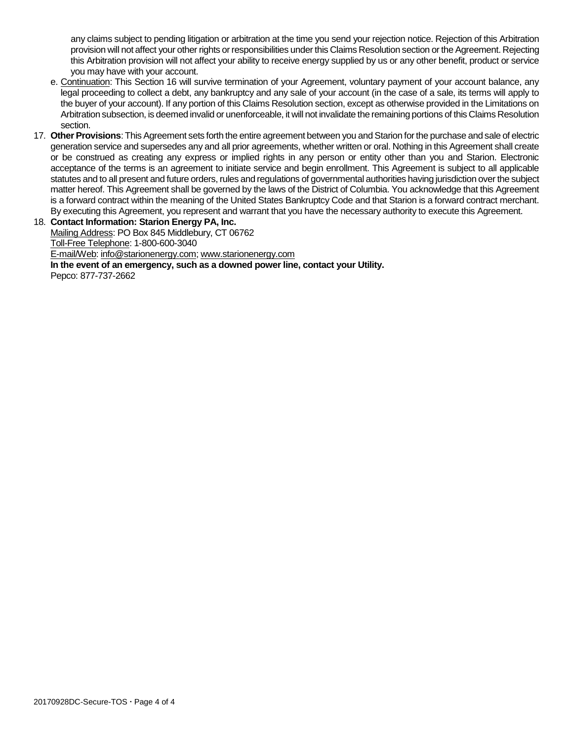any claims subject to pending litigation or arbitration at the time you send your rejection notice. Rejection of this Arbitration provision will not affect your other rights or responsibilities under this Claims Resolution section or the Agreement. Rejecting this Arbitration provision will not affect your ability to receive energy supplied by us or any other benefit, product or service you may have with your account.

e. Continuation: This Section 16 will survive termination of your Agreement, voluntary payment of your account balance, any legal proceeding to collect a debt, any bankruptcy and any sale of your account (in the case of a sale, its terms will apply to the buyer of your account). If any portion of this Claims Resolution section, except as otherwise provided in the Limitations on Arbitration subsection, is deemed invalid or unenforceable, it will not invalidate the remaining portions of this Claims Resolution section.

17. **Other Provisions**: This Agreement sets forth the entire agreement between you and Starion for the purchase and sale of electric generation service and supersedes any and all prior agreements, whether written or oral. Nothing in this Agreement shall create or be construed as creating any express or implied rights in any person or entity other than you and Starion. Electronic acceptance of the terms is an agreement to initiate service and begin enrollment. This Agreement is subject to all applicable statutes and to all present and future orders, rules and regulations of governmental authorities having jurisdiction over the subject matter hereof. This Agreement shall be governed by the laws of the District of Columbia. You acknowledge that this Agreement is a forward contract within the meaning of the United States Bankruptcy Code and that Starion is a forward contract merchant. By executing this Agreement, you represent and warrant that you have the necessary authority to execute this Agreement.

18. **Contact Information: Starion Energy PA, Inc.**
    Mailing Address: PO Box 845 Middlebury, CT 06762
    Toll-Free Telephone: 1-800-600-3040
    E-mail/Web: info@starionenergy.com; www.starionenergy.com
    **In the event of an emergency, such as a downed power line, contact your Utility.**
    Pepco: 877-737-2662